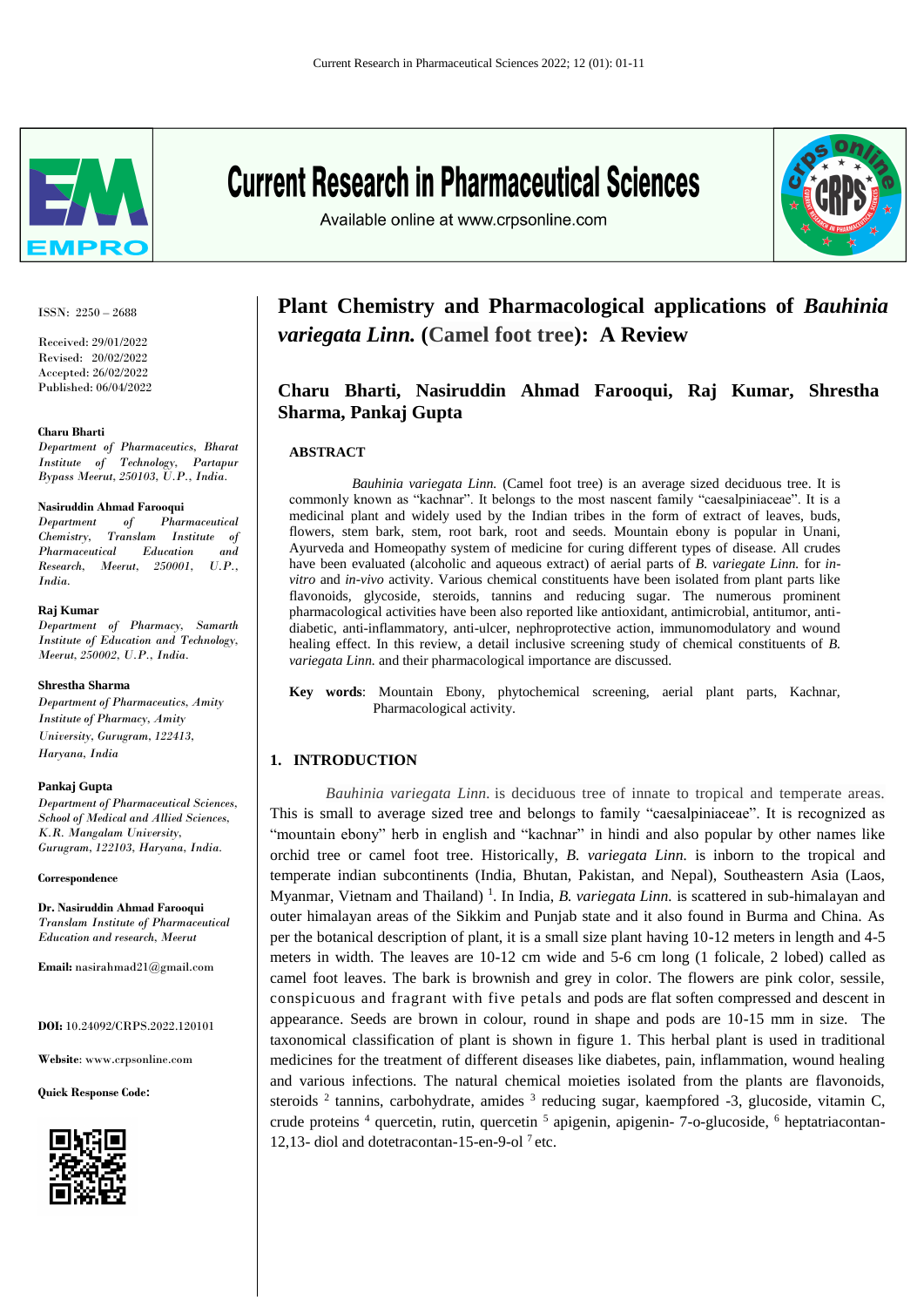# Plant Chemistry and Pharmacological applications of *Bauhinia variegata Linn.* (Camel foot tree): A Review

**Charu Bharti, Nasiruddin Ahmad Farooqui, Raj Kumar, Shrestha Sharma, Pankaj Gupta**

ISSN: 2250 – 2688

Received: 29/01/2022
Revised: 20/02/2022
Accepted: 26/02/2022
Published: 06/04/2022

**Charu Bharti**
*Department of Pharmaceutics, Bharat Institute of Technology, Partapur Bypass Meerut, 250103, U.P., India.*

**Nasiruddin Ahmad Farooqui**
*Department of Pharmaceutical Chemistry, Translam Institute of Pharmaceutical Education and Research, Meerut, 250001, U.P., India.*

**Raj Kumar**
*Department of Pharmacy, Samarth Institute of Education and Technology, Meerut, 250002, U.P., India.*

**Shrestha Sharma**
*Department of Pharmaceutics, Amity Institute of Pharmacy, Amity University, Gurugram, 122413, Haryana, India*

**Pankaj Gupta**
*Department of Pharmaceutical Sciences, School of Medical and Allied Sciences, K.R. Mangalam University, Gurugram, 122103, Haryana, India.*

**Correspondence**

**Dr. Nasiruddin Ahmad Farooqui**
*Translam Institute of Pharmaceutical Education and research, Meerut*

**Email:** nasirahmad21@gmail.com

**DOI:** 10.24092/CRPS.2022.120101

**Website**: www.crpsonline.com

**Quick Response Code:**

## ABSTRACT

*Bauhinia variegata Linn.* (Camel foot tree) is an average sized deciduous tree. It is commonly known as "kachnar". It belongs to the most nascent family "caesalpiniaceae". It is a medicinal plant and widely used by the Indian tribes in the form of extract of leaves, buds, flowers, stem bark, stem, root bark, root and seeds. Mountain ebony is popular in Unani, Ayurveda and Homeopathy system of medicine for curing different types of disease. All crudes have been evaluated (alcoholic and aqueous extract) of aerial parts of *B. variegate Linn.* for *in-vitro* and *in-vivo* activity. Various chemical constituents have been isolated from plant parts like flavonoids, glycoside, steroids, tannins and reducing sugar. The numerous prominent pharmacological activities have been also reported like antioxidant, antimicrobial, antitumor, anti-diabetic, anti-inflammatory, anti-ulcer, nephroprotective action, immunomodulatory and wound healing effect. In this review, a detail inclusive screening study of chemical constituents of *B. variegata Linn.* and their pharmacological importance are discussed.

**Key words**: Mountain Ebony, phytochemical screening, aerial plant parts, Kachnar, Pharmacological activity.

## 1. INTRODUCTION

*Bauhinia variegata Linn.* is deciduous tree of innate to tropical and temperate areas. This is small to average sized tree and belongs to family "caesalpiniaceae". It is recognized as "mountain ebony" herb in english and "kachnar" in hindi and also popular by other names like orchid tree or camel foot tree. Historically, *B. variegata Linn.* is inborn to the tropical and temperate indian subcontinents (India, Bhutan, Pakistan, and Nepal), Southeastern Asia (Laos, Myanmar, Vietnam and Thailand) [1]. In India, *B. variegata Linn.* is scattered in sub-himalayan and outer himalayan areas of the Sikkim and Punjab state and it also found in Burma and China. As per the botanical description of plant, it is a small size plant having 10-12 meters in length and 4-5 meters in width. The leaves are 10-12 cm wide and 5-6 cm long (1 folicale, 2 lobed) called as camel foot leaves. The bark is brownish and grey in color. The flowers are pink color, sessile, conspicuous and fragrant with five petals and pods are flat soften compressed and descent in appearance. Seeds are brown in colour, round in shape and pods are 10-15 mm in size. The taxonomical classification of plant is shown in figure 1. This herbal plant is used in traditional medicines for the treatment of different diseases like diabetes, pain, inflammation, wound healing and various infections. The natural chemical moieties isolated from the plants are flavonoids, steroids [2] tannins, carbohydrate, amides [3] reducing sugar, kaempfored -3, glucoside, vitamin C, crude proteins [4] quercetin, rutin, quercetin [5] apigenin, apigenin- 7-o-glucoside, [6] heptatriacontan-12,13- diol and dotetracontan-15-en-9-ol [7] etc.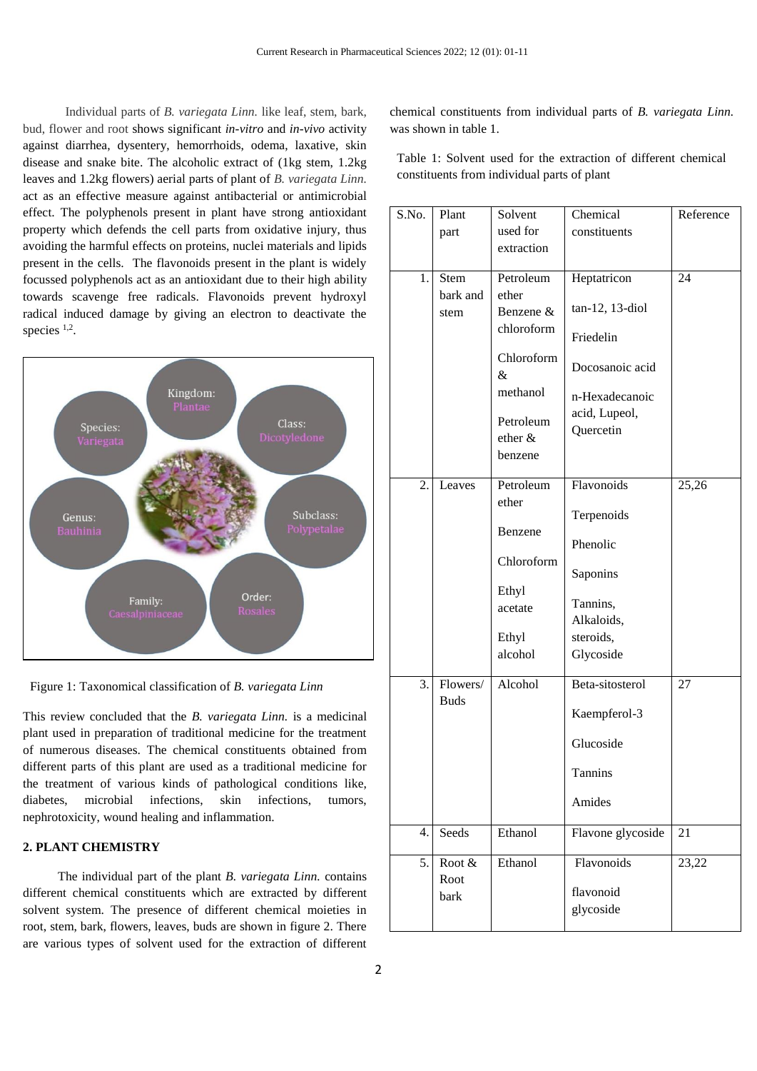Individual parts of *B. variegata Linn.* like leaf, stem, bark, bud, flower and root shows significant *in-vitro* and *in-vivo* activity against diarrhea, dysentery, hemorrhoids, odema, laxative, skin disease and snake bite. The alcoholic extract of (1kg stem, 1.2kg leaves and 1.2kg flowers) aerial parts of plant of *B. variegata Linn.* act as an effective measure against antibacterial or antimicrobial effect. The polyphenols present in plant have strong antioxidant property which defends the cell parts from oxidative injury, thus avoiding the harmful effects on proteins, nuclei materials and lipids present in the cells. The flavonoids present in the plant is widely focussed polyphenols act as an antioxidant due to their high ability towards scavenge free radicals. Flavonoids prevent hydroxyl radical induced damage by giving an electron to deactivate the species [1,2].

Kingdom: Plantae
Class: Dicotyledone
Subclass: Polypetalae
Order: Rosales
Family: Caesalpiniaceae
Genus: Bauhinia
Species: Variegata

Figure 1: Taxonomical classification of *B. variegata Linn*

This review concluded that the *B. variegata Linn.* is a medicinal plant used in preparation of traditional medicine for the treatment of numerous diseases. The chemical constituents obtained from different parts of this plant are used as a traditional medicine for the treatment of various kinds of pathological conditions like, diabetes, microbial infections, skin infections, tumors, nephrotoxicity, wound healing and inflammation.

## 2. PLANT CHEMISTRY

The individual part of the plant *B. variegata Linn.* contains different chemical constituents which are extracted by different solvent system. The presence of different chemical moieties in root, stem, bark, flowers, leaves, buds are shown in figure 2. There are various types of solvent used for the extraction of different chemical constituents from individual parts of *B. variegata Linn.* was shown in table 1.

Table 1: Solvent used for the extraction of different chemical constituents from individual parts of plant

| S.No. | Plant part | Solvent used for extraction | Chemical constituents | Reference |
|---|---|---|---|---|
| 1. | Stem bark and stem | Petroleum ether<br>Benzene & chloroform<br>Chloroform & methanol<br>Petroleum ether & benzene | Heptatricon tan-12, 13-diol<br>Friedelin<br>Docosanoic acid<br>n-Hexadecanoic acid, Lupeol, Quercetin | 24 |
| 2. | Leaves | Petroleum ether<br>Benzene<br>Chloroform<br>Ethyl acetate<br>Ethyl alcohol | Flavonoids<br>Terpenoids<br>Phenolic<br>Saponins<br>Tannins, Alkaloids, steroids, Glycoside | 25,26 |
| 3. | Flowers/ Buds | Alcohol | Beta-sitosterol<br>Kaempferol-3<br>Glucoside<br>Tannins<br>Amides | 27 |
| 4. | Seeds | Ethanol | Flavone glycoside | 21 |
| 5. | Root & Root bark | Ethanol | Flavonoids<br>flavonoid glycoside | 23,22 |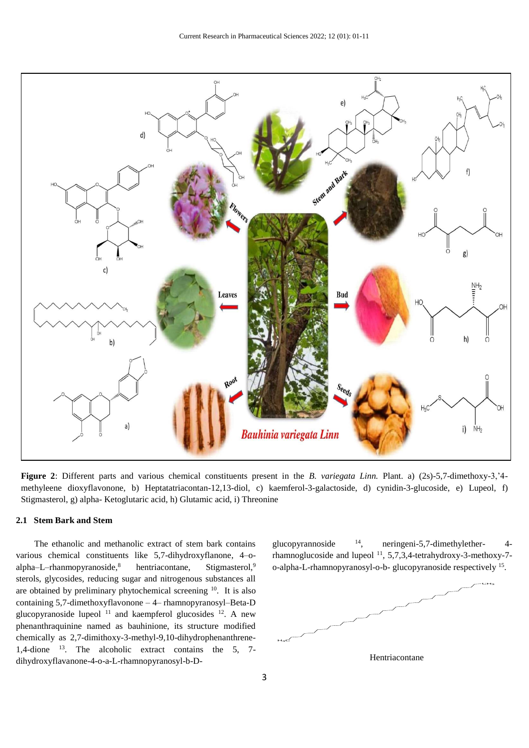**Figure 2**: Different parts and various chemical constituents present in the *B. variegata Linn.* Plant. a) (2s)-5,7-dimethoxy-3,'4-methyleene dioxyflavonone, b) Heptatatriacontan-12,13-diol, c) kaemferol-3-galactoside, d) cynidin-3-glucoside, e) Lupeol, f) Stigmasterol, g) alpha- Ketoglutaric acid, h) Glutamic acid, i) Threonine

### 2.1 Stem Bark and Stem

The ethanolic and methanolic extract of stem bark contains various chemical constituents like 5,7-dihydroxyflanone, 4–o-alpha–L–rhanmopyranoside,[8] hentriacontane, Stigmasterol,[9] sterols, glycosides, reducing sugar and nitrogenous substances all are obtained by preliminary phytochemical screening [10]. It is also containing 5,7-dimethoxyflavonone – 4– rhamnopyranosyl–Beta-D glucopyranoside lupeol [11] and kaempferol glucosides [12]. A new phenanthraquinine named as bauhinione, its structure modified chemically as 2,7-dimithoxy-3-methyl-9,10-dihydrophenanthrene-1,4-dione [13]. The alcoholic extract contains the 5, 7-dihydroxyflavanone-4-o-a-L-rhamnopyranosyl-b-D-glucopyrannoside [14], neringeni-5,7-dimethylether-4-rhamnoglucoside and lupeol [11], 5,7,3,4-tetrahydroxy-3-methoxy-7-o-alpha-L-rhamnopyranosyl-o-b- glucopyranoside respectively [15].

Hentriacontane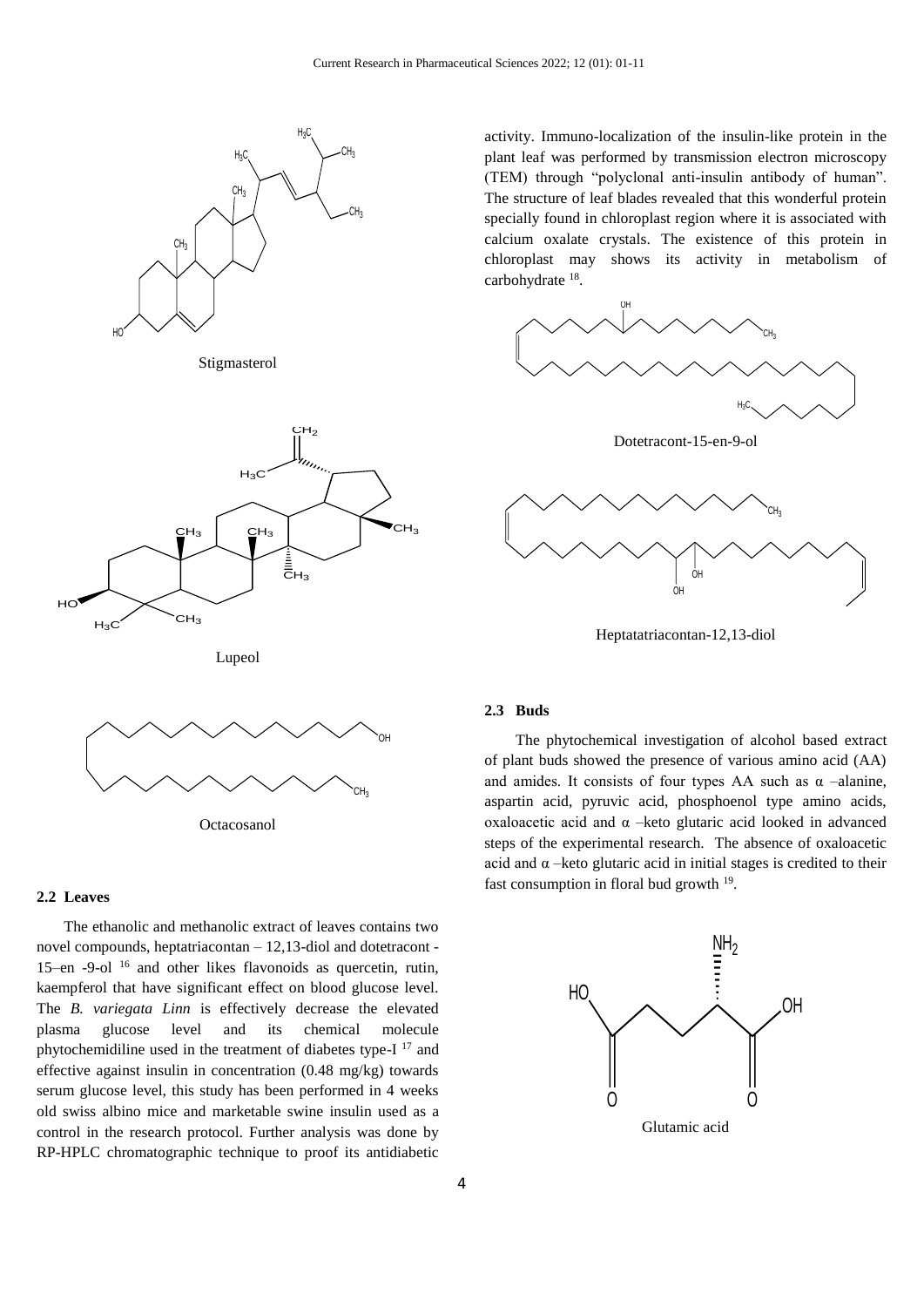Stigmasterol

Lupeol

Octacosanol

### 2.2 Leaves

The ethanolic and methanolic extract of leaves contains two novel compounds, heptatriacontan – 12,13-diol and dotetracont - 15–en -9-ol [16] and other likes flavonoids as quercetin, rutin, kaempferol that have significant effect on blood glucose level. The *B. variegata Linn* is effectively decrease the elevated plasma glucose level and its chemical molecule phytochemidiline used in the treatment of diabetes type-I [17] and effective against insulin in concentration (0.48 mg/kg) towards serum glucose level, this study has been performed in 4 weeks old swiss albino mice and marketable swine insulin used as a control in the research protocol. Further analysis was done by RP-HPLC chromatographic technique to proof its antidiabetic activity. Immuno-localization of the insulin-like protein in the plant leaf was performed by transmission electron microscopy (TEM) through "polyclonal anti-insulin antibody of human". The structure of leaf blades revealed that this wonderful protein specially found in chloroplast region where it is associated with calcium oxalate crystals. The existence of this protein in chloroplast may shows its activity in metabolism of carbohydrate [18].

Dotetracont-15-en-9-ol

Heptatatriacontan-12,13-diol

### 2.3 Buds

The phytochemical investigation of alcohol based extract of plant buds showed the presence of various amino acid (AA) and amides. It consists of four types AA such as α –alanine, aspartin acid, pyruvic acid, phosphoenol type amino acids, oxaloacetic acid and α –keto glutaric acid looked in advanced steps of the experimental research. The absence of oxaloacetic acid and α –keto glutaric acid in initial stages is credited to their fast consumption in floral bud growth [19].

Glutamic acid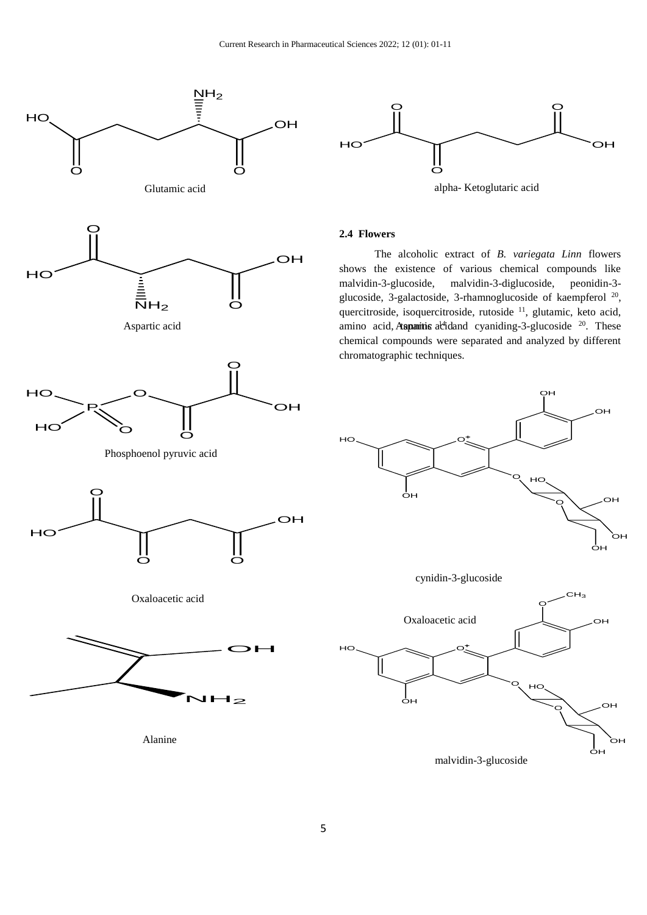Glutamic acid

alpha- Ketoglutaric acid

Aspartic acid

### 2.4 Flowers

The alcoholic extract of *B. variegata Linn* flowers shows the existence of various chemical compounds like malvidin-3-glucoside, malvidin-3-diglucoside, peonidin-3-glucoside, 3-galactoside, 3-rhamnoglucoside of kaempferol [20], quercitroside, isoquercitroside, rutoside [11], glutamic, keto acid, amino acid, Aspartic acid tannins [14] and cyaniding-3-glucoside [20]. These chemical compounds were separated and analyzed by different chromatographic techniques.

Phosphoenol pyruvic acid

cynidin-3-glucoside

Oxaloacetic acid

Oxaloacetic acid

Alanine

malvidin-3-glucoside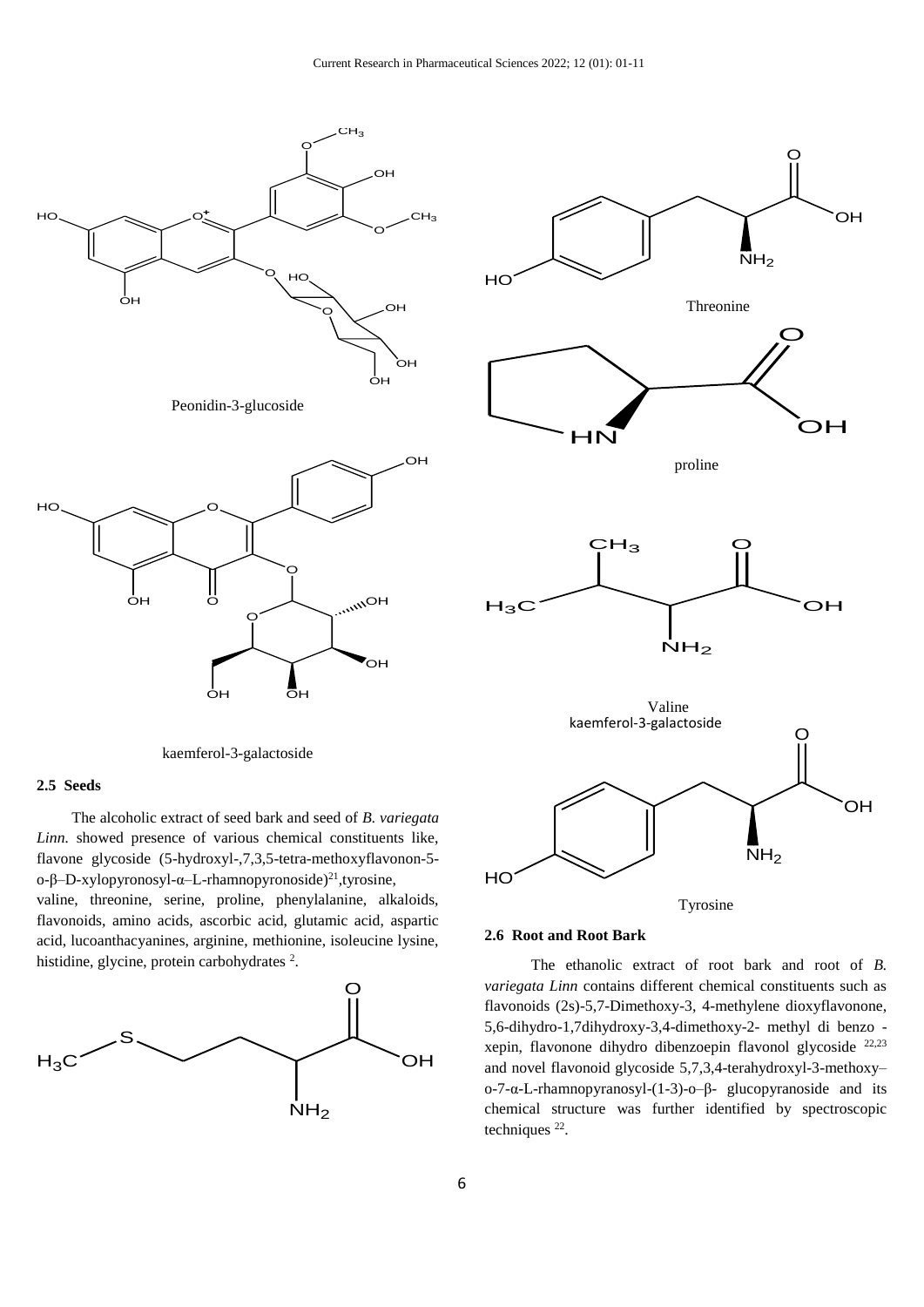Peonidin-3-glucoside

Threonine

proline

kaemferol-3-galactoside

Valine

kaemferol-3-galactoside

Tyrosine

## 2.5 Seeds

The alcoholic extract of seed bark and seed of *B. variegata Linn.* showed presence of various chemical constituents like, flavone glycoside (5-hydroxyl-,7,3,5-tetra-methoxyflavonon-5-o-β–D-xylopyronosyl-α–L-rhamnopyronoside)[21],tyrosine, valine, threonine, serine, proline, phenylalanine, alkaloids, flavonoids, amino acids, ascorbic acid, glutamic acid, aspartic acid, lucoanthacyanines, arginine, methionine, isoleucine lysine, histidine, glycine, protein carbohydrates [2].

## 2.6 Root and Root Bark

The ethanolic extract of root bark and root of *B. variegata Linn* contains different chemical constituents such as flavonoids (2s)-5,7-Dimethoxy-3, 4-methylene dioxyflavonone, 5,6-dihydro-1,7dihydroxy-3,4-dimethoxy-2- methyl di benzo -xepin, flavonone dihydro dibenzoepin flavonol glycoside [22,23] and novel flavonoid glycoside 5,7,3,4-terahydroxyl-3-methoxy–o-7-α-L-rhamnopyranosyl-(1-3)-o–β- glucopyranoside and its chemical structure was further identified by spectroscopic techniques [22].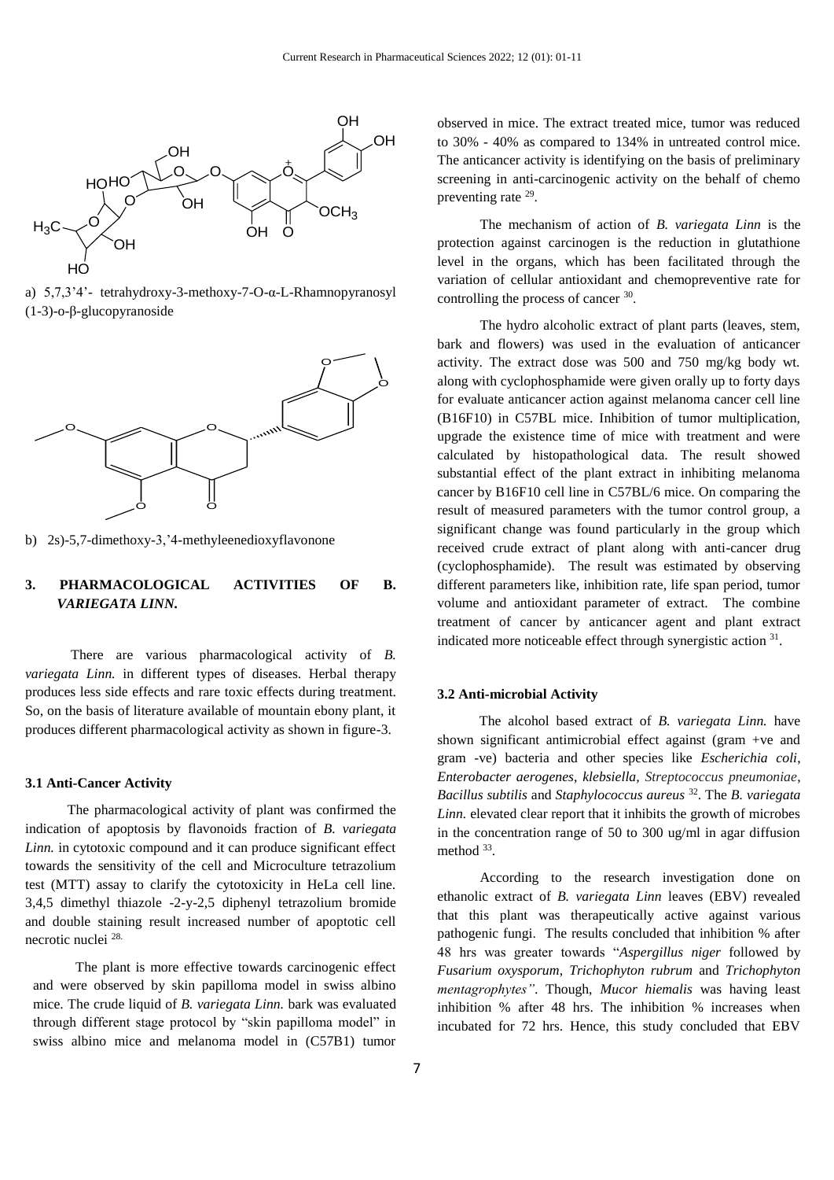a) 5,7,3'4'- tetrahydroxy-3-methoxy-7-O-α-L-Rhamnopyranosyl (1-3)-o-β-glucopyranoside

b) 2s)-5,7-dimethoxy-3,'4-methyleenedioxyflavonone

## 3. PHARMACOLOGICAL ACTIVITIES OF *B. VARIEGATA LINN.*

There are various pharmacological activity of *B. variegata Linn.* in different types of diseases. Herbal therapy produces less side effects and rare toxic effects during treatment. So, on the basis of literature available of mountain ebony plant, it produces different pharmacological activity as shown in figure-3.

### 3.1 Anti-Cancer Activity

The pharmacological activity of plant was confirmed the indication of apoptosis by flavonoids fraction of *B. variegata Linn.* in cytotoxic compound and it can produce significant effect towards the sensitivity of the cell and Microculture tetrazolium test (MTT) assay to clarify the cytotoxicity in HeLa cell line. 3,4,5 dimethyl thiazole -2-y-2,5 diphenyl tetrazolium bromide and double staining result increased number of apoptotic cell necrotic nuclei [28].

The plant is more effective towards carcinogenic effect and were observed by skin papilloma model in swiss albino mice. The crude liquid of *B. variegata Linn.* bark was evaluated through different stage protocol by "skin papilloma model" in swiss albino mice and melanoma model in (C57B1) tumor observed in mice. The extract treated mice, tumor was reduced to 30% - 40% as compared to 134% in untreated control mice. The anticancer activity is identifying on the basis of preliminary screening in anti-carcinogenic activity on the behalf of chemo preventing rate [29].

The mechanism of action of *B. variegata Linn* is the protection against carcinogen is the reduction in glutathione level in the organs, which has been facilitated through the variation of cellular antioxidant and chemopreventive rate for controlling the process of cancer [30].

The hydro alcoholic extract of plant parts (leaves, stem, bark and flowers) was used in the evaluation of anticancer activity. The extract dose was 500 and 750 mg/kg body wt. along with cyclophosphamide were given orally up to forty days for evaluate anticancer action against melanoma cancer cell line (B16F10) in C57BL mice. Inhibition of tumor multiplication, upgrade the existence time of mice with treatment and were calculated by histopathological data. The result showed substantial effect of the plant extract in inhibiting melanoma cancer by B16F10 cell line in C57BL/6 mice. On comparing the result of measured parameters with the tumor control group, a significant change was found particularly in the group which received crude extract of plant along with anti-cancer drug (cyclophosphamide). The result was estimated by observing different parameters like, inhibition rate, life span period, tumor volume and antioxidant parameter of extract. The combine treatment of cancer by anticancer agent and plant extract indicated more noticeable effect through synergistic action [31].

### 3.2 Anti-microbial Activity

The alcohol based extract of *B. variegata Linn.* have shown significant antimicrobial effect against (gram +ve and gram -ve) bacteria and other species like *Escherichia coli*, *Enterobacter aerogenes*, *klebsiella*, *Streptococcus pneumoniae*, *Bacillus subtilis* and *Staphylococcus aureus* [32]. The *B. variegata Linn.* elevated clear report that it inhibits the growth of microbes in the concentration range of 50 to 300 ug/ml in agar diffusion method [33].

According to the research investigation done on ethanolic extract of *B. variegata Linn* leaves (EBV) revealed that this plant was therapeutically active against various pathogenic fungi. The results concluded that inhibition % after 48 hrs was greater towards "*Aspergillus niger* followed by *Fusarium oxysporum*, *Trichophyton rubrum* and *Trichophyton mentagrophytes*". Though, *Mucor hiemalis* was having least inhibition % after 48 hrs. The inhibition % increases when incubated for 72 hrs. Hence, this study concluded that EBV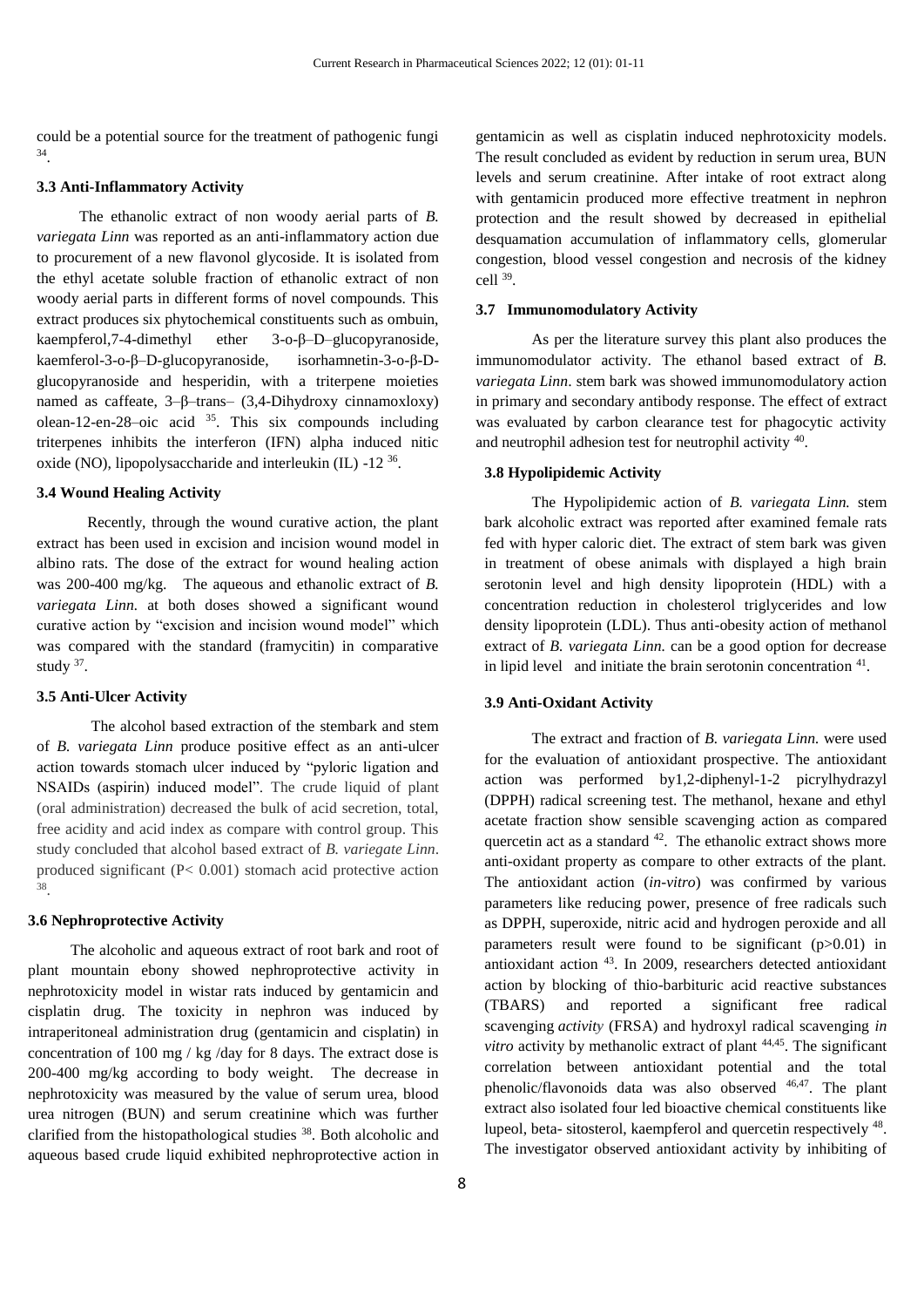could be a potential source for the treatment of pathogenic fungi [34].

### 3.3 Anti-Inflammatory Activity

The ethanolic extract of non woody aerial parts of *B. variegata Linn* was reported as an anti-inflammatory action due to procurement of a new flavonol glycoside. It is isolated from the ethyl acetate soluble fraction of ethanolic extract of non woody aerial parts in different forms of novel compounds. This extract produces six phytochemical constituents such as ombuin, kaempferol,7-4-dimethyl ether 3-o-β–D–glucopyranoside, kaemferol-3-o-β–D-glucopyranoside, isorhamnetin-3-o-β-D-glucopyranoside and hesperidin, with a triterpene moieties named as caffeate, 3–β–trans– (3,4-Dihydroxy cinnamoxloxy) olean-12-en-28–oic acid [35]. This six compounds including triterpenes inhibits the interferon (IFN) alpha induced nitic oxide (NO), lipopolysaccharide and interleukin (IL) -12 [36].

### 3.4 Wound Healing Activity

Recently, through the wound curative action, the plant extract has been used in excision and incision wound model in albino rats. The dose of the extract for wound healing action was 200-400 mg/kg. The aqueous and ethanolic extract of *B. variegata Linn.* at both doses showed a significant wound curative action by "excision and incision wound model" which was compared with the standard (framycitin) in comparative study [37].

### 3.5 Anti-Ulcer Activity

The alcohol based extraction of the stembark and stem of *B. variegata Linn* produce positive effect as an anti-ulcer action towards stomach ulcer induced by "pyloric ligation and NSAIDs (aspirin) induced model". The crude liquid of plant (oral administration) decreased the bulk of acid secretion, total, free acidity and acid index as compare with control group. This study concluded that alcohol based extract of *B. variegate Linn*. produced significant ($P< 0.001$) stomach acid protective action [38].

### 3.6 Nephroprotective Activity

The alcoholic and aqueous extract of root bark and root of plant mountain ebony showed nephroprotective activity in nephrotoxicity model in wistar rats induced by gentamicin and cisplatin drug. The toxicity in nephron was induced by intraperitoneal administration drug (gentamicin and cisplatin) in concentration of 100 mg / kg /day for 8 days. The extract dose is 200-400 mg/kg according to body weight. The decrease in nephrotoxicity was measured by the value of serum urea, blood urea nitrogen (BUN) and serum creatinine which was further clarified from the histopathological studies [38]. Both alcoholic and aqueous based crude liquid exhibited nephroprotective action in gentamicin as well as cisplatin induced nephrotoxicity models. The result concluded as evident by reduction in serum urea, BUN levels and serum creatinine. After intake of root extract along with gentamicin produced more effective treatment in nephron protection and the result showed by decreased in epithelial desquamation accumulation of inflammatory cells, glomerular congestion, blood vessel congestion and necrosis of the kidney cell [39].

### 3.7 Immunomodulatory Activity

As per the literature survey this plant also produces the immunomodulator activity. The ethanol based extract of *B. variegata Linn*. stem bark was showed immunomodulatory action in primary and secondary antibody response. The effect of extract was evaluated by carbon clearance test for phagocytic activity and neutrophil adhesion test for neutrophil activity [40].

### 3.8 Hypolipidemic Activity

The Hypolipidemic action of *B. variegata Linn.* stem bark alcoholic extract was reported after examined female rats fed with hyper caloric diet. The extract of stem bark was given in treatment of obese animals with displayed a high brain serotonin level and high density lipoprotein (HDL) with a concentration reduction in cholesterol triglycerides and low density lipoprotein (LDL). Thus anti-obesity action of methanol extract of *B. variegata Linn.* can be a good option for decrease in lipid level and initiate the brain serotonin concentration [41].

### 3.9 Anti-Oxidant Activity

The extract and fraction of *B. variegata Linn.* were used for the evaluation of antioxidant prospective. The antioxidant action was performed by1,2-diphenyl-1-2 picrylhydrazyl (DPPH) radical screening test. The methanol, hexane and ethyl acetate fraction show sensible scavenging action as compared quercetin act as a standard [42]. The ethanolic extract shows more anti-oxidant property as compare to other extracts of the plant. The antioxidant action (*in-vitro*) was confirmed by various parameters like reducing power, presence of free radicals such as DPPH, superoxide, nitric acid and hydrogen peroxide and all parameters result were found to be significant ($p>0.01$) in antioxidant action [43]. In 2009, researchers detected antioxidant action by blocking of thio-barbituric acid reactive substances (TBARS) and reported a significant free radical scavenging *activity* (FRSA) and hydroxyl radical scavenging *in vitro* activity by methanolic extract of plant [44,45]. The significant correlation between antioxidant potential and the total phenolic/flavonoids data was also observed [46,47]. The plant extract also isolated four led bioactive chemical constituents like lupeol, beta- sitosterol, kaempferol and quercetin respectively [48]. The investigator observed antioxidant activity by inhibiting of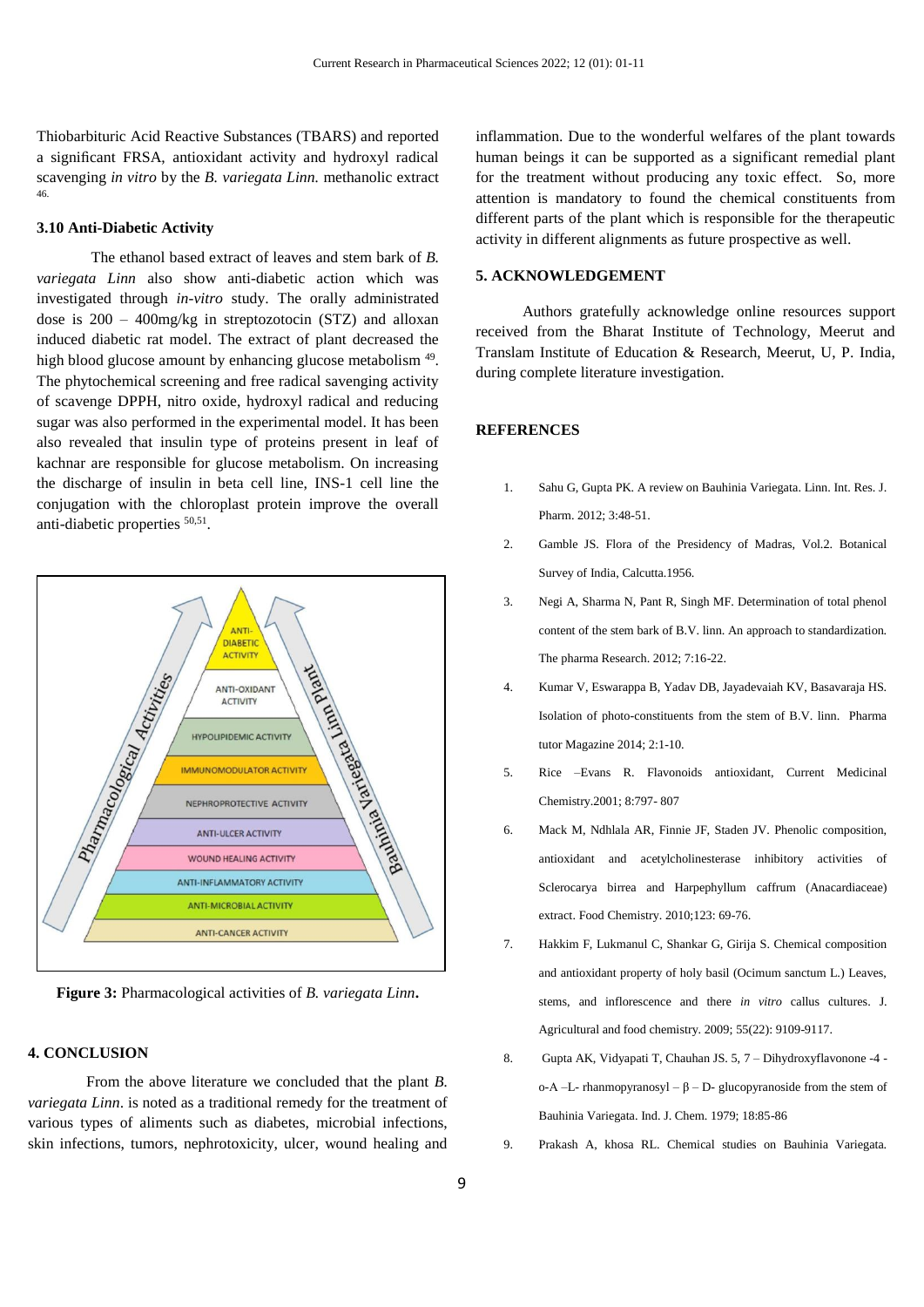Thiobarbituric Acid Reactive Substances (TBARS) and reported a significant FRSA, antioxidant activity and hydroxyl radical scavenging *in vitro* by the *B. variegata Linn.* methanolic extract [46].

### 3.10 Anti-Diabetic Activity

The ethanol based extract of leaves and stem bark of *B. variegata Linn* also show anti-diabetic action which was investigated through *in-vitro* study. The orally administrated dose is 200 – 400mg/kg in streptozotocin (STZ) and alloxan induced diabetic rat model. The extract of plant decreased the high blood glucose amount by enhancing glucose metabolism [49]. The phytochemical screening and free radical savenging activity of scavenge DPPH, nitro oxide, hydroxyl radical and reducing sugar was also performed in the experimental model. It has been also revealed that insulin type of proteins present in leaf of kachnar are responsible for glucose metabolism. On increasing the discharge of insulin in beta cell line, INS-1 cell line the conjugation with the chloroplast protein improve the overall anti-diabetic properties [50,51].

**Figure 3:** Pharmacological activities of *B. variegata Linn***.**

## 4. CONCLUSION

From the above literature we concluded that the plant *B. variegata Linn*. is noted as a traditional remedy for the treatment of various types of aliments such as diabetes, microbial infections, skin infections, tumors, nephrotoxicity, ulcer, wound healing and inflammation. Due to the wonderful welfares of the plant towards human beings it can be supported as a significant remedial plant for the treatment without producing any toxic effect. So, more attention is mandatory to found the chemical constituents from different parts of the plant which is responsible for the therapeutic activity in different alignments as future prospective as well.

## 5. ACKNOWLEDGEMENT

Authors gratefully acknowledge online resources support received from the Bharat Institute of Technology, Meerut and Translam Institute of Education & Research, Meerut, U, P. India, during complete literature investigation.

## REFERENCES

1. Sahu G, Gupta PK. A review on Bauhinia Variegata. Linn. Int. Res. J. Pharm. 2012; 3:48-51.
2. Gamble JS. Flora of the Presidency of Madras, Vol.2. Botanical Survey of India, Calcutta.1956.
3. Negi A, Sharma N, Pant R, Singh MF. Determination of total phenol content of the stem bark of B.V. linn. An approach to standardization. The pharma Research. 2012; 7:16-22.
4. Kumar V, Eswarappa B, Yadav DB, Jayadevaiah KV, Basavaraja HS. Isolation of photo-constituents from the stem of B.V. linn. Pharma tutor Magazine 2014; 2:1-10.
5. Rice –Evans R. Flavonoids antioxidant, Current Medicinal Chemistry.2001; 8:797- 807
6. Mack M, Ndhlala AR, Finnie JF, Staden JV. Phenolic composition, antioxidant and acetylcholinesterase inhibitory activities of Sclerocarya birrea and Harpephyllum caffrum (Anacardiaceae) extract. Food Chemistry. 2010;123: 69-76.
7. Hakkim F, Lukmanul C, Shankar G, Girija S. Chemical composition and antioxidant property of holy basil (Ocimum sanctum L.) Leaves, stems, and inflorescence and there *in vitro* callus cultures. J. Agricultural and food chemistry. 2009; 55(22): 9109-9117.
8. Gupta AK, Vidyapati T, Chauhan JS. 5, 7 – Dihydroxyflavonone -4 - o-A –L- rhanmopyranosyl – β – D- glucopyranoside from the stem of Bauhinia Variegata. Ind. J. Chem. 1979; 18:85-86
9. Prakash A, khosa RL. Chemical studies on Bauhinia Variegata.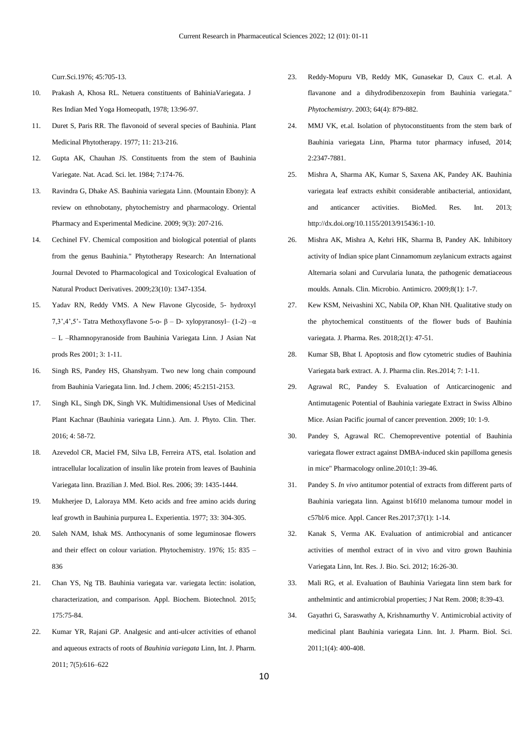Curr.Sci.1976; 45:705-13.

10. Prakash A, Khosa RL. Netuera constituents of BahiniaVariegata. J Res Indian Med Yoga Homeopath, 1978; 13:96-97.
11. Duret S, Paris RR. The flavonoid of several species of Bauhinia. Plant Medicinal Phytotherapy. 1977; 11: 213-216.
12. Gupta AK, Chauhan JS. Constituents from the stem of Bauhinia Variegate. Nat. Acad. Sci. let. 1984; 7:174-76.
13. Ravindra G, Dhake AS. Bauhinia variegata Linn. (Mountain Ebony): A review on ethnobotany, phytochemistry and pharmacology. Oriental Pharmacy and Experimental Medicine. 2009; 9(3): 207-216.
14. Cechinel FV. Chemical composition and biological potential of plants from the genus Bauhinia." Phytotherapy Research: An International Journal Devoted to Pharmacological and Toxicological Evaluation of Natural Product Derivatives. 2009;23(10): 1347-1354.
15. Yadav RN, Reddy VMS. A New Flavone Glycoside, 5- hydroxyl 7,3',4',5'- Tatra Methoxyflavone 5-o- β – D- xylopyranosyl– (1-2) –α – L –Rhamnopyranoside from Bauhinia Variegata Linn. J Asian Nat prods Res 2001; 3: 1-11.
16. Singh RS, Pandey HS, Ghanshyam. Two new long chain compound from Bauhinia Variegata linn. Ind. J chem. 2006; 45:2151-2153.
17. Singh KL, Singh DK, Singh VK. Multidimensional Uses of Medicinal Plant Kachnar (Bauhinia variegata Linn.). Am. J. Phyto. Clin. Ther. 2016; 4: 58-72.
18. Azevedol CR, Maciel FM, Silva LB, Ferreira ATS, etal. Isolation and intracellular localization of insulin like protein from leaves of Bauhinia Variegata linn. Brazilian J. Med. Biol. Res. 2006; 39: 1435-1444.
19. Mukherjee D, Laloraya MM. Keto acids and free amino acids during leaf growth in Bauhinia purpurea L. Experientia. 1977; 33: 304-305.
20. Saleh NAM, Ishak MS. Anthocynanis of some leguminosae flowers and their effect on colour variation. Phytochemistry. 1976; 15: 835 – 836
21. Chan YS, Ng TB. Bauhinia variegata var. variegata lectin: isolation, characterization, and comparison. Appl. Biochem. Biotechnol. 2015; 175:75-84.
22. Kumar YR, Rajani GP. Analgesic and anti-ulcer activities of ethanol and aqueous extracts of roots of *Bauhinia variegata* Linn, Int. J. Pharm. 2011; 7(5):616–622
23. Reddy-Mopuru VB, Reddy MK, Gunasekar D, Caux C. et.al. A flavanone and a dihydrodibenzoxepin from Bauhinia variegata." *Phytochemistry*. 2003; 64(4): 879-882.
24. MMJ VK, et.al. Isolation of phytoconstituents from the stem bark of Bauhinia variegata Linn, Pharma tutor pharmacy infused, 2014; 2:2347-7881.
25. Mishra A, Sharma AK, Kumar S, Saxena AK, Pandey AK. Bauhinia variegata leaf extracts exhibit considerable antibacterial, antioxidant, and anticancer activities. BioMed. Res. Int. 2013; http://dx.doi.org/10.1155/2013/915436:1-10.
26. Mishra AK, Mishra A, Kehri HK, Sharma B, Pandey AK. Inhibitory activity of Indian spice plant Cinnamomum zeylanicum extracts against Alternaria solani and Curvularia lunata, the pathogenic dematiaceous moulds. Annals. Clin. Microbio. Antimicro. 2009;8(1): 1-7.
27. Kew KSM, Neivashini XC, Nabila OP, Khan NH. Qualitative study on the phytochemical constituents of the flower buds of Bauhinia variegata. J. Pharma. Res. 2018;2(1): 47-51.
28. Kumar SB, Bhat I. Apoptosis and flow cytometric studies of Bauhinia Variegata bark extract. A. J. Pharma clin. Res.2014; 7: 1-11.
29. Agrawal RC, Pandey S. Evaluation of Anticarcinogenic and Antimutagenic Potential of Bauhinia variegate Extract in Swiss Albino Mice. Asian Pacific journal of cancer prevention. 2009; 10: 1-9.
30. Pandey S, Agrawal RC. Chemopreventive potential of Bauhinia variegata flower extract against DMBA-induced skin papilloma genesis in mice" Pharmacology online.2010;1: 39-46.
31. Pandey S. *In vivo* antitumor potential of extracts from different parts of Bauhinia variegata linn. Against b16f10 melanoma tumour model in c57bl/6 mice. Appl. Cancer Res.2017;37(1): 1-14.
32. Kanak S, Verma AK. Evaluation of antimicrobial and anticancer activities of menthol extract of in vivo and vitro grown Bauhinia Variegata Linn, Int. Res. J. Bio. Sci. 2012; 16:26-30.
33. Mali RG, et al. Evaluation of Bauhinia Variegata linn stem bark for anthelmintic and antimicrobial properties; J Nat Rem. 2008; 8:39-43.
34. Gayathri G, Saraswathy A, Krishnamurthy V. Antimicrobial activity of medicinal plant Bauhinia variegata Linn. Int. J. Pharm. Biol. Sci. 2011;1(4): 400-408.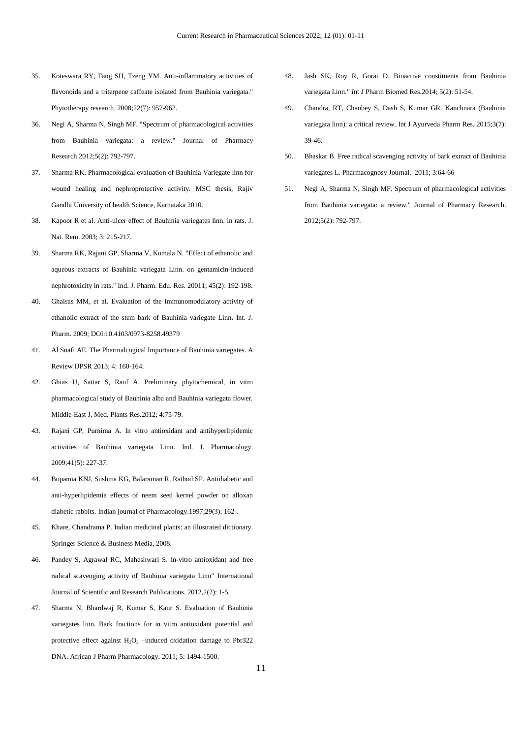35. Koteswara RY, Fang SH, Tzeng YM. Anti-inflammatory activities of flavonoids and a triterpene caffeate isolated from Bauhinia variegata." Phytotherapy research. 2008;22(7): 957-962.
36. Negi A, Sharma N, Singh MF. "Spectrum of pharmacological activities from Bauhinia variegata: a review." Journal of Pharmacy Research.2012;5(2): 792-797.
37. Sharma RK. Pharmacological evaluation of Bauhinia Variegate linn for wound healing and nephroprotective activity. MSC thesis, Rajiv Gandhi University of health Science, Karnataka 2010.
38. Kapoor R et al. Anti-ulcer effect of Bauhinia variegates linn. in rats. J. Nat. Rem. 2003; 3: 215-217.
39. Sharma RK, Rajani GP, Sharma V, Komala N. "Effect of ethanolic and aqueous extracts of Bauhinia variegata Linn. on gentamicin-induced nephrotoxicity in rats." Ind. J. Pharm. Edu. Res. 20011; 45(2): 192-198.
40. Ghaisas MM, et al. Evaluation of the immunomodulatory activity of ethanolic extract of the stem bark of Bauhinia variegate Linn. Int. J. Pharm. 2009; DOI:10.4103/0973-8258.49379
41. Al Snafi AE. The Pharmalcogical Importance of Bauhinia variegates. A Review IJPSR 2013; 4: 160-164.
42. Ghias U, Sattar S, Rauf A. Preliminary phytochemical, in vitro pharmacological study of Bauhinia alba and Bauhinia variegata flower. Middle-East J. Med. Plants Res.2012; 4:75-79.
43. Rajani GP, Purnima A. In vitro antioxidant and antihyperlipidemic activities of Bauhinia variegata Linn. Ind. J. Pharmacology. 2009;41(5): 227-37.
44. Bopanna KNJ, Sushma KG, Balaraman R, Rathod SP. Antidiabetic and anti-hyperlipidemia effects of neem seed kernel powder on alloxan diabetic rabbits. Indian journal of Pharmacology.1997;29(3): 162-.
45. Khare, Chandrama P. Indian medicinal plants: an illustrated dictionary. Springer Science & Business Media, 2008.
46. Pandey S, Agrawal RC, Maheshwari S. In-vitro antioxidant and free radical scavenging activity of Bauhinia variegata Linn" International Journal of Scientific and Research Publications. 2012,2(2): 1-5.
47. Sharma N, Bhardwaj R, Kumar S, Kaur S. Evaluation of Bauhinia variegates linn. Bark fractions for in vitro antioxidant potential and protective effect against $H_2O_2$ –induced oxidation damage to Pbr322 DNA. African J Pharm Pharmacology. 2011; 5: 1494-1500.
48. Jash SK, Roy R, Gorai D. Bioactive constituents from Bauhinia variegata Linn." *I*nt J Pharm Biomed Res.2014; 5(2): 51-54.
49. Chandra, RT, Chaubey S, Dash S, Kumar GR. Kanchnara (Bauhinia variegata linn): a critical review. Int J Ayurveda Pharm Res. 2015;3(7): 39-46.
50. Bhaskar B. Free radical scavenging activity of bark extract of Bauhinia variegates L. Pharmacognosy Journal. 2011; 3:64-66
51. Negi A, Sharma N, Singh MF. Spectrum of pharmacological activities from Bauhinia variegata: a review." Journal of Pharmacy Research. 2012;5(2): 792-797.